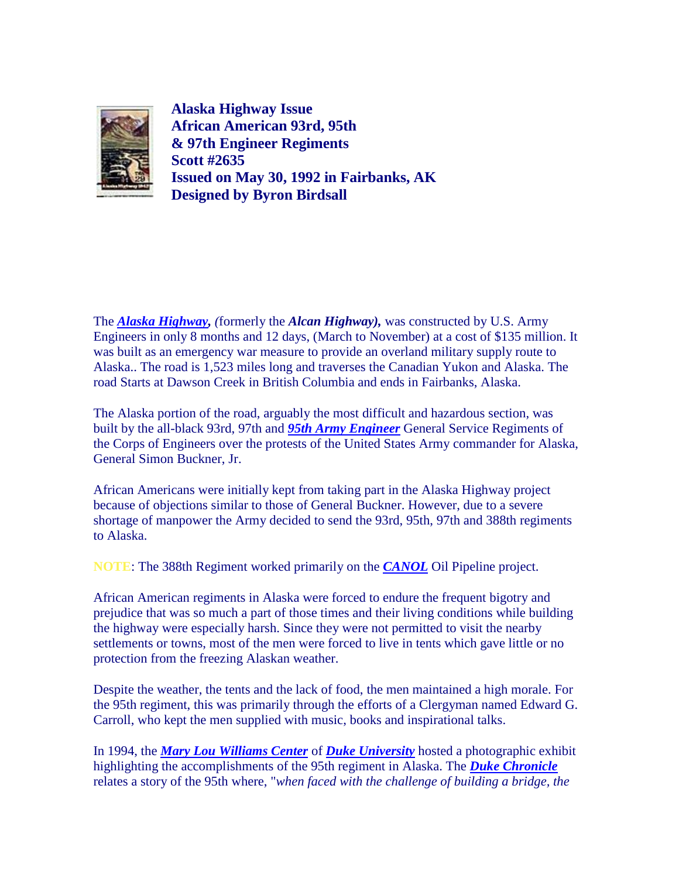**Alaska Highway Issue**
**African American 93rd, 95th & 97th Engineer Regiments**
**Scott #2635**
**Issued on May 30, 1992 in Fairbanks, AK**
**Designed by Byron Birdsall**

The ***Alaska Highway***, *(*formerly the ***Alcan Highway),*** was constructed by U.S. Army Engineers in only 8 months and 12 days, (March to November) at a cost of $135 million. It was built as an emergency war measure to provide an overland military supply route to Alaska.. The road is 1,523 miles long and traverses the Canadian Yukon and Alaska. The road Starts at Dawson Creek in British Columbia and ends in Fairbanks, Alaska.

The Alaska portion of the road, arguably the most difficult and hazardous section, was built by the all-black 93rd, 97th and ***95th Army Engineer*** General Service Regiments of the Corps of Engineers over the protests of the United States Army commander for Alaska, General Simon Buckner, Jr.

African Americans were initially kept from taking part in the Alaska Highway project because of objections similar to those of General Buckner. However, due to a severe shortage of manpower the Army decided to send the 93rd, 95th, 97th and 388th regiments to Alaska.

NOTE: The 388th Regiment worked primarily on the ***CANOL*** Oil Pipeline project.

African American regiments in Alaska were forced to endure the frequent bigotry and prejudice that was so much a part of those times and their living conditions while building the highway were especially harsh. Since they were not permitted to visit the nearby settlements or towns, most of the men were forced to live in tents which gave little or no protection from the freezing Alaskan weather.

Despite the weather, the tents and the lack of food, the men maintained a high morale. For the 95th regiment, this was primarily through the efforts of a Clergyman named Edward G. Carroll, who kept the men supplied with music, books and inspirational talks.

In 1994, the ***Mary Lou Williams Center*** of ***Duke University*** hosted a photographic exhibit highlighting the accomplishments of the 95th regiment in Alaska. The ***Duke Chronicle*** relates a story of the 95th where, "*when faced with the challenge of building a bridge, the*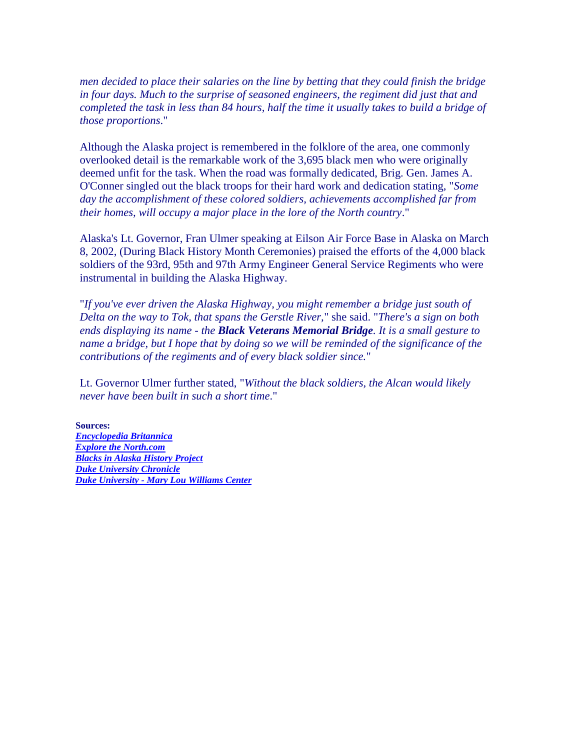*men decided to place their salaries on the line by betting that they could finish the bridge in four days. Much to the surprise of seasoned engineers, the regiment did just that and completed the task in less than 84 hours, half the time it usually takes to build a bridge of those proportions*."

Although the Alaska project is remembered in the folklore of the area, one commonly overlooked detail is the remarkable work of the 3,695 black men who were originally deemed unfit for the task. When the road was formally dedicated, Brig. Gen. James A. O'Conner singled out the black troops for their hard work and dedication stating, "*Some day the accomplishment of these colored soldiers, achievements accomplished far from their homes, will occupy a major place in the lore of the North country*."

Alaska's Lt. Governor, Fran Ulmer speaking at Eilson Air Force Base in Alaska on March 8, 2002, (During Black History Month Ceremonies) praised the efforts of the 4,000 black soldiers of the 93rd, 95th and 97th Army Engineer General Service Regiments who were instrumental in building the Alaska Highway.

"*If you've ever driven the Alaska Highway, you might remember a bridge just south of Delta on the way to Tok, that spans the Gerstle River,*" she said. "*There's a sign on both ends displaying its name - the* ***Black Veterans Memorial Bridge****. It is a small gesture to name a bridge, but I hope that by doing so we will be reminded of the significance of the contributions of the regiments and of every black soldier since.*"

Lt. Governor Ulmer further stated, "*Without the black soldiers, the Alcan would likely never have been built in such a short time*."

**Sources:**
***Encyclopedia Britannica***
***Explore the North.com***
***Blacks in Alaska History Project***
***Duke University Chronicle***
***Duke University - Mary Lou Williams Center***